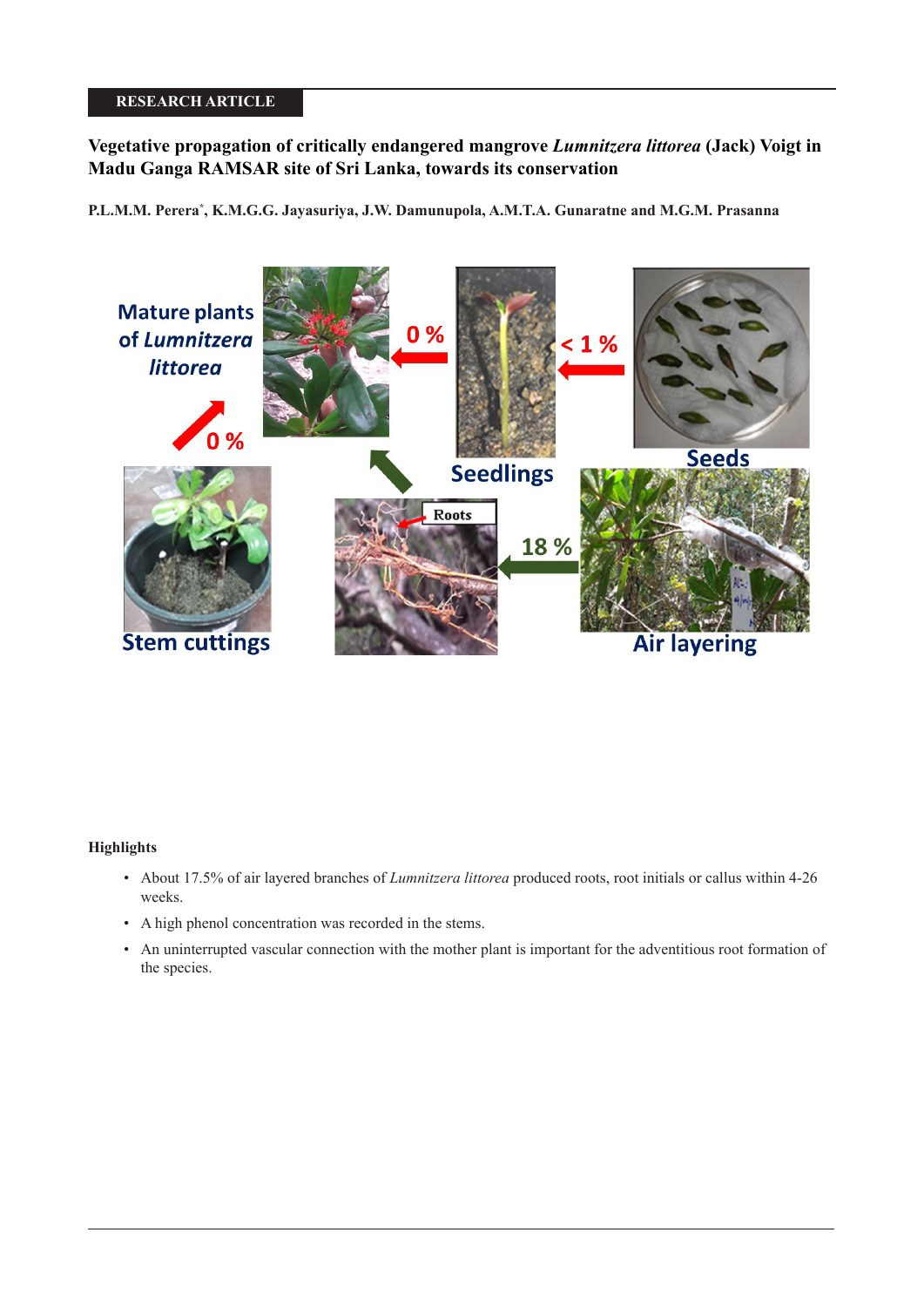RESEARCH ARTICLE

# Vegetative propagation of critically endangered mangrove *Lumnitzera littorea* (Jack) Voigt in Madu Ganga RAMSAR site of Sri Lanka, towards its conservation

**P.L.M.M. Perera*, K.M.G.G. Jayasuriya, J.W. Damunupola, A.M.T.A. Gunaratne and M.G.M. Prasanna**

### Highlights

- About 17.5% of air layered branches of *Lumnitzera littorea* produced roots, root initials or callus within 4-26 weeks.
- A high phenol concentration was recorded in the stems.
- An uninterrupted vascular connection with the mother plant is important for the adventitious root formation of the species.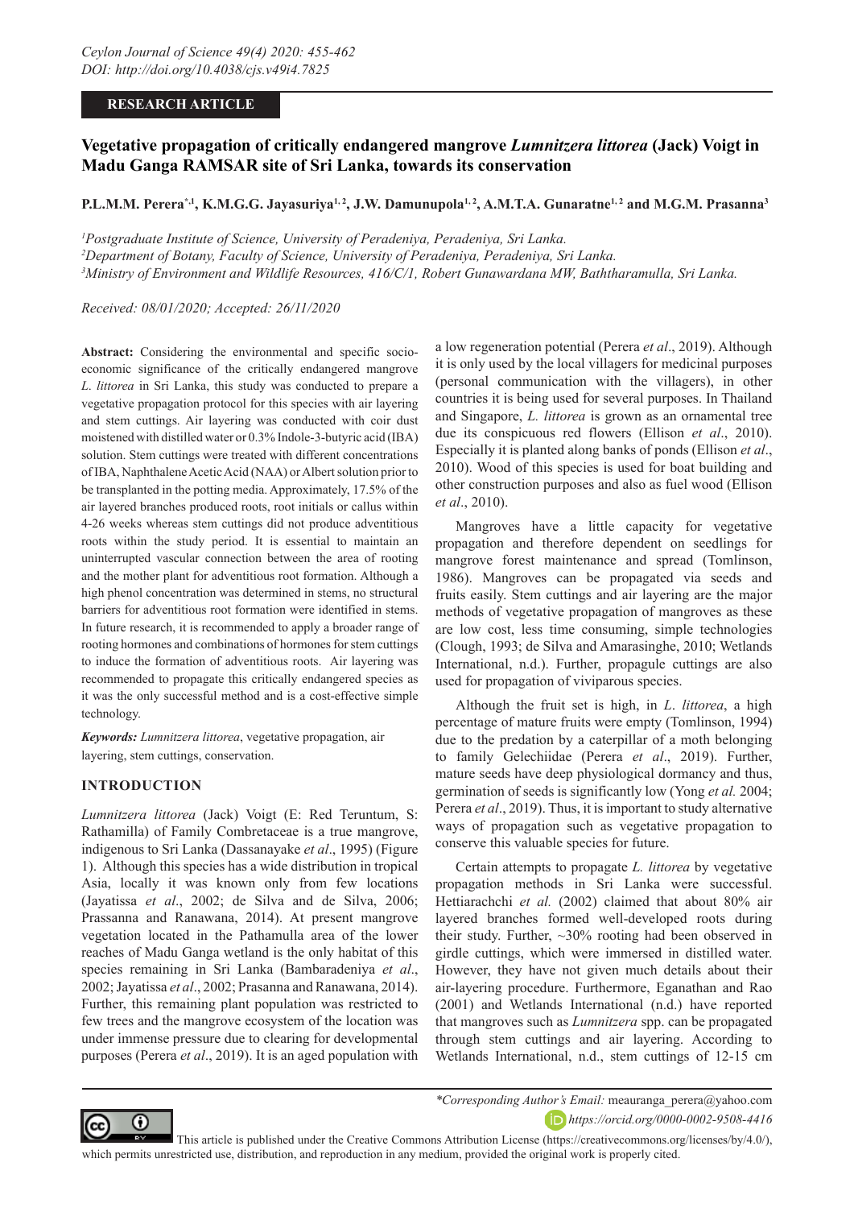# Vegetative propagation of critically endangered mangrove *Lumnitzera littorea* (Jack) Voigt in Madu Ganga RAMSAR site of Sri Lanka, towards its conservation

**P.L.M.M. Perera**[*,1], **K.M.G.G. Jayasuriya**[1,2], **J.W. Damunupola**[1,2], **A.M.T.A. Gunaratne**[1,2] **and M.G.M. Prasanna**[3]

[1]*Postgraduate Institute of Science, University of Peradeniya, Peradeniya, Sri Lanka.*
[2]*Department of Botany, Faculty of Science, University of Peradeniya, Peradeniya, Sri Lanka.*
[3]*Ministry of Environment and Wildlife Resources, 416/C/1, Robert Gunawardana MW, Baththaramulla, Sri Lanka.*

*Received: 08/01/2020; Accepted: 26/11/2020*

**Abstract:** Considering the environmental and specific socio-economic significance of the critically endangered mangrove *L. littorea* in Sri Lanka, this study was conducted to prepare a vegetative propagation protocol for this species with air layering and stem cuttings. Air layering was conducted with coir dust moistened with distilled water or 0.3% Indole-3-butyric acid (IBA) solution. Stem cuttings were treated with different concentrations of IBA, Naphthalene Acetic Acid (NAA) or Albert solution prior to be transplanted in the potting media. Approximately, 17.5% of the air layered branches produced roots, root initials or callus within 4-26 weeks whereas stem cuttings did not produce adventitious roots within the study period. It is essential to maintain an uninterrupted vascular connection between the area of rooting and the mother plant for adventitious root formation. Although a high phenol concentration was determined in stems, no structural barriers for adventitious root formation were identified in stems. In future research, it is recommended to apply a broader range of rooting hormones and combinations of hormones for stem cuttings to induce the formation of adventitious roots. Air layering was recommended to propagate this critically endangered species as it was the only successful method and is a cost-effective simple technology.

***Keywords:*** *Lumnitzera littorea*, vegetative propagation, air layering, stem cuttings, conservation.

## INTRODUCTION

*Lumnitzera littorea* (Jack) Voigt (E: Red Teruntum, S: Rathamilla) of Family Combretaceae is a true mangrove, indigenous to Sri Lanka (Dassanayake *et al*., 1995) (Figure 1). Although this species has a wide distribution in tropical Asia, locally it was known only from few locations (Jayatissa *et al*., 2002; de Silva and de Silva, 2006; Prassanna and Ranawana, 2014). At present mangrove vegetation located in the Pathamulla area of the lower reaches of Madu Ganga wetland is the only habitat of this species remaining in Sri Lanka (Bambaradeniya *et al*., 2002; Jayatissa *et al*., 2002; Prasanna and Ranawana, 2014). Further, this remaining plant population was restricted to few trees and the mangrove ecosystem of the location was under immense pressure due to clearing for developmental purposes (Perera *et al*., 2019). It is an aged population with a low regeneration potential (Perera *et al*., 2019). Although it is only used by the local villagers for medicinal purposes (personal communication with the villagers), in other countries it is being used for several purposes. In Thailand and Singapore, *L. littorea* is grown as an ornamental tree due its conspicuous red flowers (Ellison *et al*., 2010). Especially it is planted along banks of ponds (Ellison *et al*., 2010). Wood of this species is used for boat building and other construction purposes and also as fuel wood (Ellison *et al*., 2010).

Mangroves have a little capacity for vegetative propagation and therefore dependent on seedlings for mangrove forest maintenance and spread (Tomlinson, 1986). Mangroves can be propagated via seeds and fruits easily. Stem cuttings and air layering are the major methods of vegetative propagation of mangroves as these are low cost, less time consuming, simple technologies (Clough, 1993; de Silva and Amarasinghe, 2010; Wetlands International, n.d.). Further, propagule cuttings are also used for propagation of viviparous species.

Although the fruit set is high, in *L. littorea*, a high percentage of mature fruits were empty (Tomlinson, 1994) due to the predation by a caterpillar of a moth belonging to family Gelechiidae (Perera *et al*., 2019). Further, mature seeds have deep physiological dormancy and thus, germination of seeds is significantly low (Yong *et al.* 2004; Perera *et al*., 2019). Thus, it is important to study alternative ways of propagation such as vegetative propagation to conserve this valuable species for future.

Certain attempts to propagate *L. littorea* by vegetative propagation methods in Sri Lanka were successful. Hettiarachchi *et al.* (2002) claimed that about 80% air layered branches formed well-developed roots during their study. Further, ~30% rooting had been observed in girdle cuttings, which were immersed in distilled water. However, they have not given much details about their air-layering procedure. Furthermore, Eganathan and Rao (2001) and Wetlands International (n.d.) have reported that mangroves such as *Lumnitzera* spp. can be propagated through stem cuttings and air layering. According to Wetlands International, n.d., stem cuttings of 12-15 cm

*\*Corresponding Author's Email:* meauranga_perera@yahoo.com
*https://orcid.org/0000-0002-9508-4416*

This article is published under the Creative Commons Attribution License (https://creativecommons.org/licenses/by/4.0/), which permits unrestricted use, distribution, and reproduction in any medium, provided the original work is properly cited.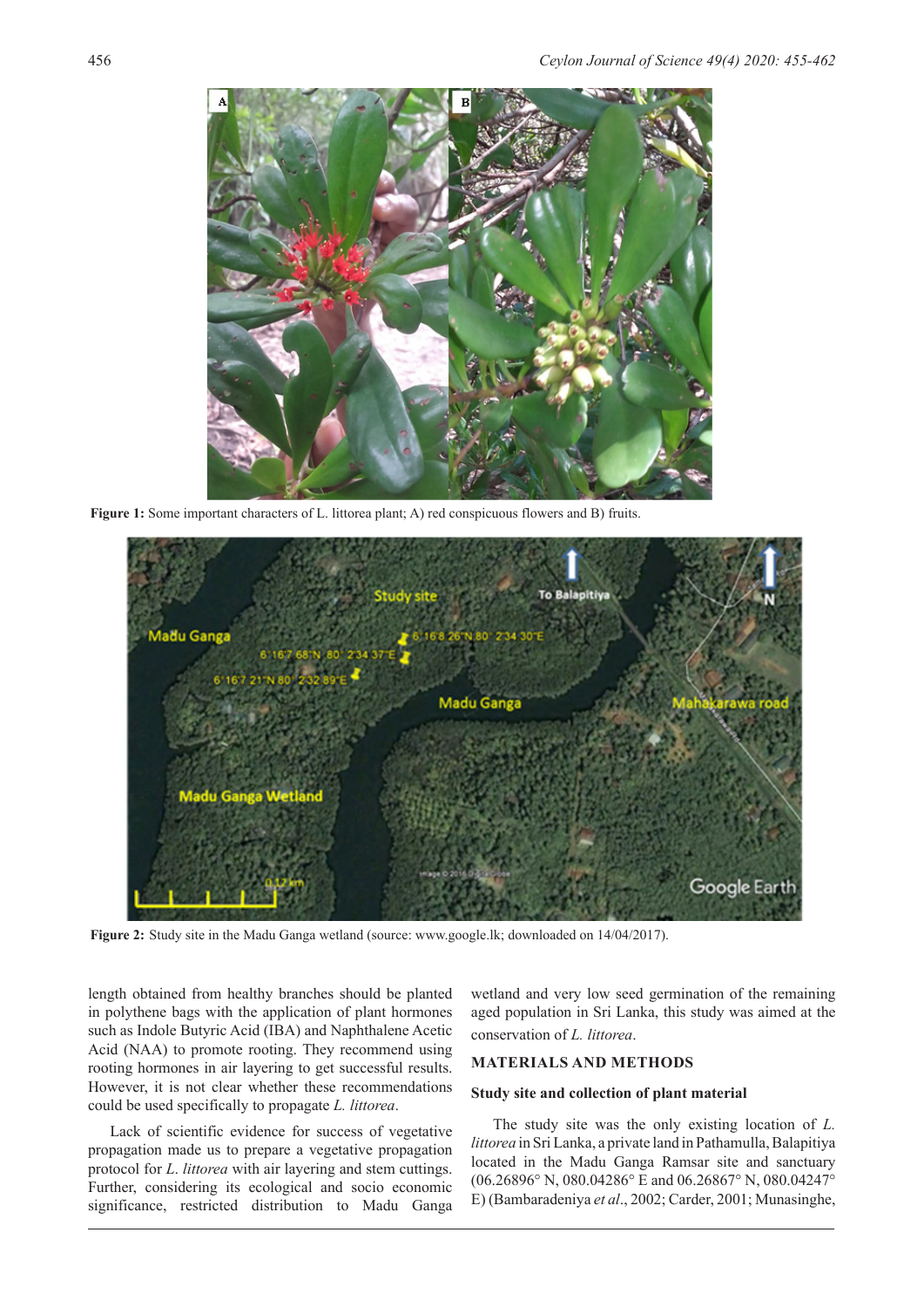Figure 1: Some important characters of L. littorea plant; A) red conspicuous flowers and B) fruits.

Figure 2: Study site in the Madu Ganga wetland (source: www.google.lk; downloaded on 14/04/2017).

length obtained from healthy branches should be planted in polythene bags with the application of plant hormones such as Indole Butyric Acid (IBA) and Naphthalene Acetic Acid (NAA) to promote rooting. They recommend using rooting hormones in air layering to get successful results. However, it is not clear whether these recommendations could be used specifically to propagate *L. littorea*.

Lack of scientific evidence for success of vegetative propagation made us to prepare a vegetative propagation protocol for *L. littorea* with air layering and stem cuttings. Further, considering its ecological and socio economic significance, restricted distribution to Madu Ganga wetland and very low seed germination of the remaining aged population in Sri Lanka, this study was aimed at the conservation of *L. littorea*.

## MATERIALS AND METHODS

### Study site and collection of plant material

The study site was the only existing location of *L. littorea* in Sri Lanka, a private land in Pathamulla, Balapitiya located in the Madu Ganga Ramsar site and sanctuary (06.26896° N, 080.04286° E and 06.26867° N, 080.04247° E) (Bambaradeniya *et al*., 2002; Carder, 2001; Munasinghe,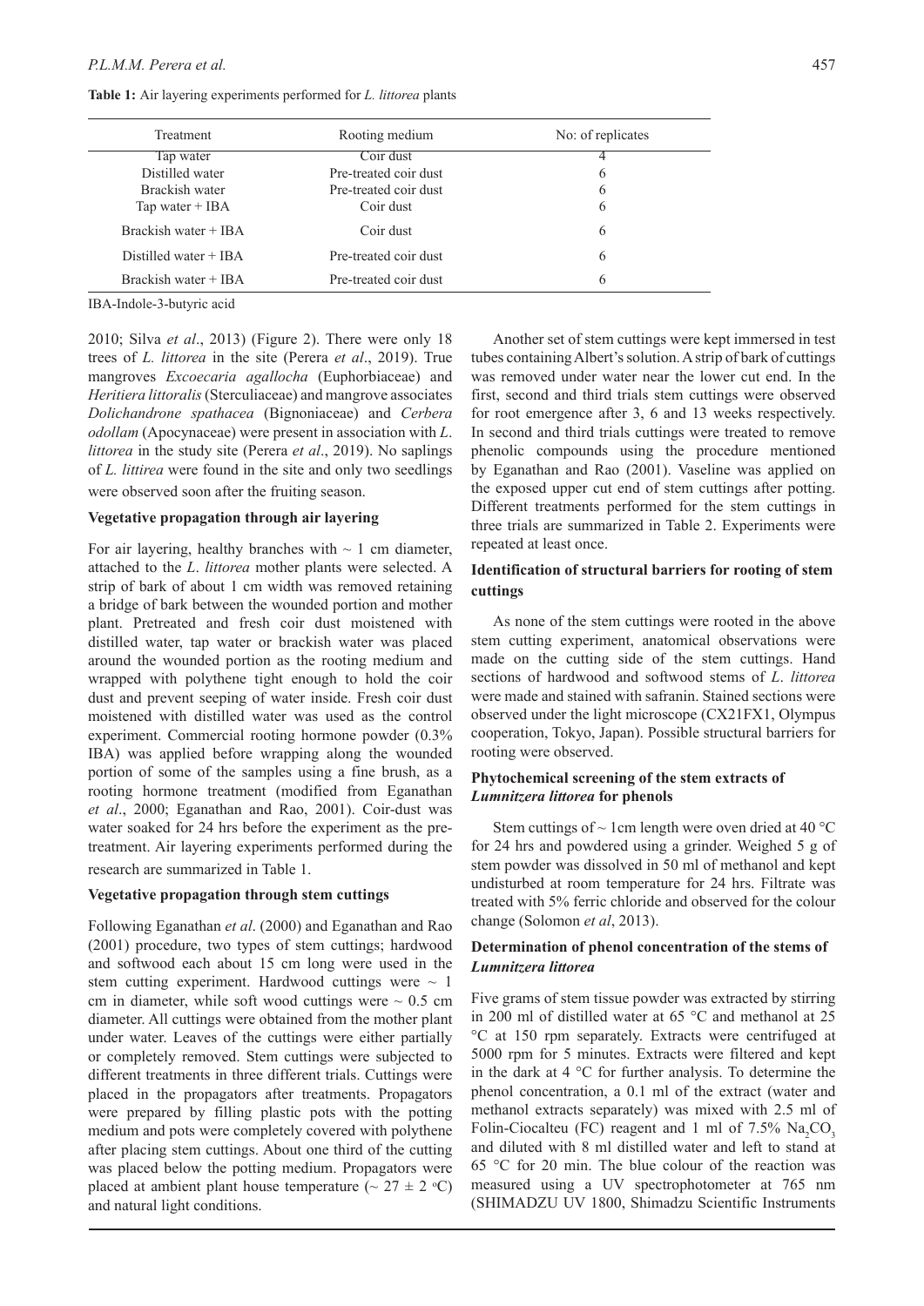**Table 1:** Air layering experiments performed for *L. littorea* plants

| Treatment | Rooting medium | No: of replicates |
|---|---|---|
| Tap water | Coir dust | 4 |
| Distilled water | Pre-treated coir dust | 6 |
| Brackish water | Pre-treated coir dust | 6 |
| Tap water + IBA | Coir dust | 6 |
| Brackish water + IBA | Coir dust | 6 |
| Distilled water + IBA | Pre-treated coir dust | 6 |
| Brackish water + IBA | Pre-treated coir dust | 6 |

IBA-Indole-3-butyric acid

2010; Silva *et al*., 2013) (Figure 2). There were only 18 trees of *L. littorea* in the site (Perera *et al*., 2019). True mangroves *Excoecaria agallocha* (Euphorbiaceae) and *Heritiera littoralis* (Sterculiaceae) and mangrove associates *Dolichandrone spathacea* (Bignoniaceae) and *Cerbera odollam* (Apocynaceae) were present in association with *L. littorea* in the study site (Perera *et al*., 2019). No saplings of *L. littirea* were found in the site and only two seedlings were observed soon after the fruiting season.

### Vegetative propagation through air layering

For air layering, healthy branches with ~ 1 cm diameter, attached to the *L*. *littorea* mother plants were selected. A strip of bark of about 1 cm width was removed retaining a bridge of bark between the wounded portion and mother plant. Pretreated and fresh coir dust moistened with distilled water, tap water or brackish water was placed around the wounded portion as the rooting medium and wrapped with polythene tight enough to hold the coir dust and prevent seeping of water inside. Fresh coir dust moistened with distilled water was used as the control experiment. Commercial rooting hormone powder (0.3% IBA) was applied before wrapping along the wounded portion of some of the samples using a fine brush, as a rooting hormone treatment (modified from Eganathan *et al*., 2000; Eganathan and Rao, 2001). Coir-dust was water soaked for 24 hrs before the experiment as the pre-treatment. Air layering experiments performed during the research are summarized in Table 1.

### Vegetative propagation through stem cuttings

Following Eganathan *et al*. (2000) and Eganathan and Rao (2001) procedure, two types of stem cuttings; hardwood and softwood each about 15 cm long were used in the stem cutting experiment. Hardwood cuttings were ~ 1 cm in diameter, while soft wood cuttings were ~ 0.5 cm diameter. All cuttings were obtained from the mother plant under water. Leaves of the cuttings were either partially or completely removed. Stem cuttings were subjected to different treatments in three different trials. Cuttings were placed in the propagators after treatments. Propagators were prepared by filling plastic pots with the potting medium and pots were completely covered with polythene after placing stem cuttings. About one third of the cutting was placed below the potting medium. Propagators were placed at ambient plant house temperature (~ 27 ± 2 °C) and natural light conditions.

Another set of stem cuttings were kept immersed in test tubes containing Albert's solution. A strip of bark of cuttings was removed under water near the lower cut end. In the first, second and third trials stem cuttings were observed for root emergence after 3, 6 and 13 weeks respectively. In second and third trials cuttings were treated to remove phenolic compounds using the procedure mentioned by Eganathan and Rao (2001). Vaseline was applied on the exposed upper cut end of stem cuttings after potting. Different treatments performed for the stem cuttings in three trials are summarized in Table 2. Experiments were repeated at least once.

### Identification of structural barriers for rooting of stem cuttings

As none of the stem cuttings were rooted in the above stem cutting experiment, anatomical observations were made on the cutting side of the stem cuttings. Hand sections of hardwood and softwood stems of *L*. *littorea* were made and stained with safranin. Stained sections were observed under the light microscope (CX21FX1, Olympus cooperation, Tokyo, Japan). Possible structural barriers for rooting were observed.

### Phytochemical screening of the stem extracts of *Lumnitzera littorea* for phenols

Stem cuttings of ~ 1cm length were oven dried at 40 °C for 24 hrs and powdered using a grinder. Weighed 5 g of stem powder was dissolved in 50 ml of methanol and kept undisturbed at room temperature for 24 hrs. Filtrate was treated with 5% ferric chloride and observed for the colour change (Solomon *et al*, 2013).

### Determination of phenol concentration of the stems of *Lumnitzera littorea*

Five grams of stem tissue powder was extracted by stirring in 200 ml of distilled water at 65 °C and methanol at 25 °C at 150 rpm separately. Extracts were centrifuged at 5000 rpm for 5 minutes. Extracts were filtered and kept in the dark at 4 °C for further analysis. To determine the phenol concentration, a 0.1 ml of the extract (water and methanol extracts separately) was mixed with 2.5 ml of Folin-Ciocalteu (FC) reagent and 1 ml of 7.5% $Na_2CO_3$ and diluted with 8 ml distilled water and left to stand at 65 °C for 20 min. The blue colour of the reaction was measured using a UV spectrophotometer at 765 nm (SHIMADZU UV 1800, Shimadzu Scientific Instruments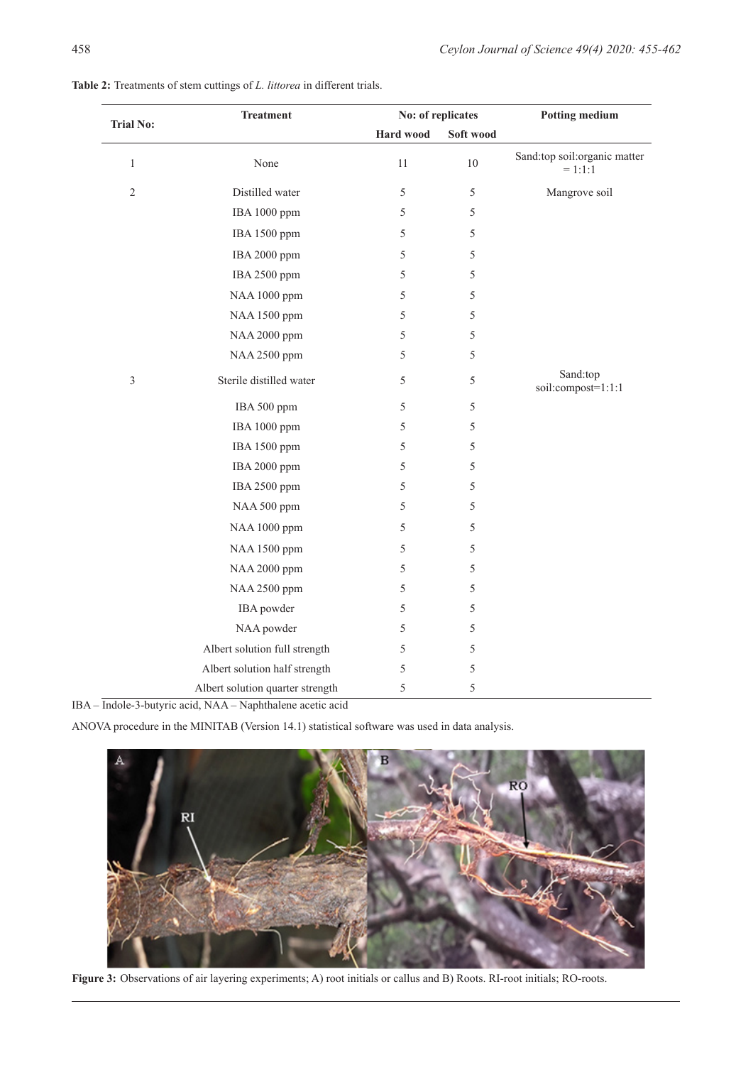**Table 2:** Treatments of stem cuttings of *L. littorea* in different trials.

| Trial No: | Treatment | No: of replicates | | Potting medium |
|---|---|---|---|---|
| | | Hard wood | Soft wood | |
| 1 | None | 11 | 10 | Sand:top soil:organic matter = 1:1:1 |
| 2 | Distilled water | 5 | 5 | Mangrove soil |
| | IBA 1000 ppm | 5 | 5 | |
| | IBA 1500 ppm | 5 | 5 | |
| | IBA 2000 ppm | 5 | 5 | |
| | IBA 2500 ppm | 5 | 5 | |
| | NAA 1000 ppm | 5 | 5 | |
| | NAA 1500 ppm | 5 | 5 | |
| | NAA 2000 ppm | 5 | 5 | |
| | NAA 2500 ppm | 5 | 5 | |
| 3 | Sterile distilled water | 5 | 5 | Sand:top soil:compost=1:1:1 |
| | IBA 500 ppm | 5 | 5 | |
| | IBA 1000 ppm | 5 | 5 | |
| | IBA 1500 ppm | 5 | 5 | |
| | IBA 2000 ppm | 5 | 5 | |
| | IBA 2500 ppm | 5 | 5 | |
| | NAA 500 ppm | 5 | 5 | |
| | NAA 1000 ppm | 5 | 5 | |
| | NAA 1500 ppm | 5 | 5 | |
| | NAA 2000 ppm | 5 | 5 | |
| | NAA 2500 ppm | 5 | 5 | |
| | IBA powder | 5 | 5 | |
| | NAA powder | 5 | 5 | |
| | Albert solution full strength | 5 | 5 | |
| | Albert solution half strength | 5 | 5 | |
| | Albert solution quarter strength | 5 | 5 | |

IBA – Indole-3-butyric acid, NAA – Naphthalene acetic acid

ANOVA procedure in the MINITAB (Version 14.1) statistical software was used in data analysis.

**Figure 3:** Observations of air layering experiments; A) root initials or callus and B) Roots. RI-root initials; RO-roots.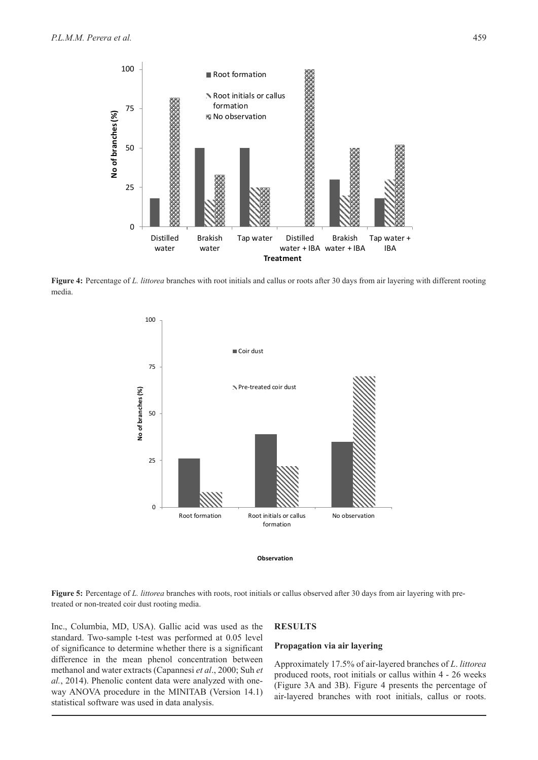**Figure 4:** Percentage of *L. littorea* branches with root initials and callus or roots after 30 days from air layering with different rooting media.

**Figure 5:** Percentage of *L. littorea* branches with roots, root initials or callus observed after 30 days from air layering with pre-treated or non-treated coir dust rooting media.

Inc., Columbia, MD, USA). Gallic acid was used as the standard. Two-sample t-test was performed at 0.05 level of significance to determine whether there is a significant difference in the mean phenol concentration between methanol and water extracts (Capannesi *et al*., 2000; Suh *et al.*, 2014). Phenolic content data were analyzed with one-way ANOVA procedure in the MINITAB (Version 14.1) statistical software was used in data analysis.

## RESULTS

### Propagation via air layering

Approximately 17.5% of air-layered branches of *L. littorea* produced roots, root initials or callus within 4 - 26 weeks (Figure 3A and 3B). Figure 4 presents the percentage of air-layered branches with root initials, callus or roots.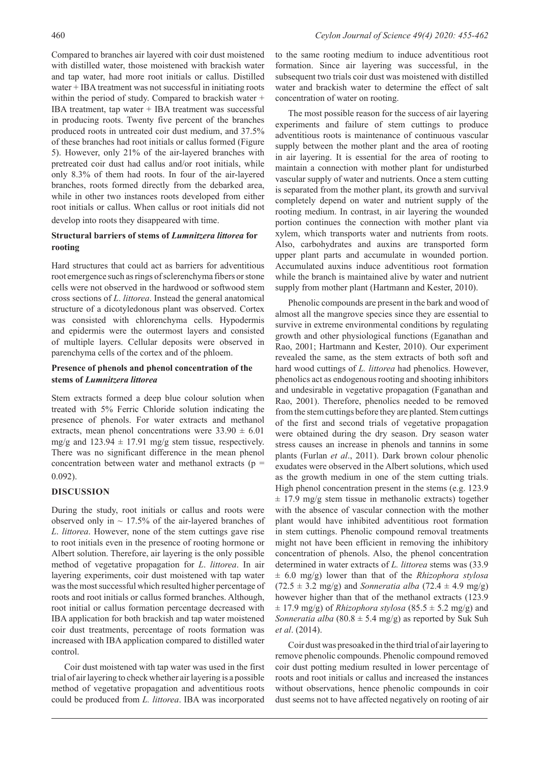Compared to branches air layered with coir dust moistened with distilled water, those moistened with brackish water and tap water, had more root initials or callus. Distilled water + IBA treatment was not successful in initiating roots within the period of study. Compared to brackish water + IBA treatment, tap water + IBA treatment was successful in producing roots. Twenty five percent of the branches produced roots in untreated coir dust medium, and 37.5% of these branches had root initials or callus formed (Figure 5). However, only 21% of the air-layered branches with pretreated coir dust had callus and/or root initials, while only 8.3% of them had roots. In four of the air-layered branches, roots formed directly from the debarked area, while in other two instances roots developed from either root initials or callus. When callus or root initials did not develop into roots they disappeared with time.

### Structural barriers of stems of *Lumnitzera littorea* for rooting

Hard structures that could act as barriers for adventitious root emergence such as rings of sclerenchyma fibers or stone cells were not observed in the hardwood or softwood stem cross sections of *L. littorea*. Instead the general anatomical structure of a dicotyledonous plant was observed. Cortex was consisted with chlorenchyma cells. Hypodermis and epidermis were the outermost layers and consisted of multiple layers. Cellular deposits were observed in parenchyma cells of the cortex and of the phloem.

### Presence of phenols and phenol concentration of the stems of *Lumnitzera littorea*

Stem extracts formed a deep blue colour solution when treated with 5% Ferric Chloride solution indicating the presence of phenols. For water extracts and methanol extracts, mean phenol concentrations were $33.90 \pm 6.01$ mg/g and $123.94 \pm 17.91$ mg/g stem tissue, respectively. There was no significant difference in the mean phenol concentration between water and methanol extracts ($p = 0.092$).

## DISCUSSION

During the study, root initials or callus and roots were observed only in ~ 17.5% of the air-layered branches of *L. littorea*. However, none of the stem cuttings gave rise to root initials even in the presence of rooting hormone or Albert solution. Therefore, air layering is the only possible method of vegetative propagation for *L. littorea*. In air layering experiments, coir dust moistened with tap water was the most successful which resulted higher percentage of roots and root initials or callus formed branches. Although, root initial or callus formation percentage decreased with IBA application for both brackish and tap water moistened coir dust treatments, percentage of roots formation was increased with IBA application compared to distilled water control.

Coir dust moistened with tap water was used in the first trial of air layering to check whether air layering is a possible method of vegetative propagation and adventitious roots could be produced from *L. littorea*. IBA was incorporated to the same rooting medium to induce adventitious root formation. Since air layering was successful, in the subsequent two trials coir dust was moistened with distilled water and brackish water to determine the effect of salt concentration of water on rooting.

The most possible reason for the success of air layering experiments and failure of stem cuttings to produce adventitious roots is maintenance of continuous vascular supply between the mother plant and the area of rooting in air layering. It is essential for the area of rooting to maintain a connection with mother plant for undisturbed vascular supply of water and nutrients. Once a stem cutting is separated from the mother plant, its growth and survival completely depend on water and nutrient supply of the rooting medium. In contrast, in air layering the wounded portion continues the connection with mother plant via xylem, which transports water and nutrients from roots. Also, carbohydrates and auxins are transported form upper plant parts and accumulate in wounded portion. Accumulated auxins induce adventitious root formation while the branch is maintained alive by water and nutrient supply from mother plant (Hartmann and Kester, 2010).

Phenolic compounds are present in the bark and wood of almost all the mangrove species since they are essential to survive in extreme environmental conditions by regulating growth and other physiological functions (Eganathan and Rao, 2001; Hartmann and Kester, 2010). Our experiment revealed the same, as the stem extracts of both soft and hard wood cuttings of *L. littorea* had phenolics. However, phenolics act as endogenous rooting and shooting inhibitors and undesirable in vegetative propagation (Fganathan and Rao, 2001). Therefore, phenolics needed to be removed from the stem cuttings before they are planted. Stem cuttings of the first and second trials of vegetative propagation were obtained during the dry season. Dry season water stress causes an increase in phenols and tannins in some plants (Furlan *et al*., 2011). Dark brown colour phenolic exudates were observed in the Albert solutions, which used as the growth medium in one of the stem cutting trials. High phenol concentration present in the stems (e.g. $123.9 \pm 17.9$ mg/g stem tissue in methanolic extracts) together with the absence of vascular connection with the mother plant would have inhibited adventitious root formation in stem cuttings. Phenolic compound removal treatments might not have been efficient in removing the inhibitory concentration of phenols. Also, the phenol concentration determined in water extracts of *L. littorea* stems was ($33.9 \pm 6.0$ mg/g) lower than that of the *Rhizophora stylosa* ($72.5 \pm 3.2$ mg/g) and *Sonneratia alba* ($72.4 \pm 4.9$ mg/g) however higher than that of the methanol extracts ($123.9 \pm 17.9$ mg/g) of *Rhizophora stylosa* ($85.5 \pm 5.2$ mg/g) and *Sonneratia alba* ($80.8 \pm 5.4$ mg/g) as reported by Suk Suh *et al*. (2014).

Coir dust was presoaked in the third trial of air layering to remove phenolic compounds. Phenolic compound removed coir dust potting medium resulted in lower percentage of roots and root initials or callus and increased the instances without observations, hence phenolic compounds in coir dust seems not to have affected negatively on rooting of air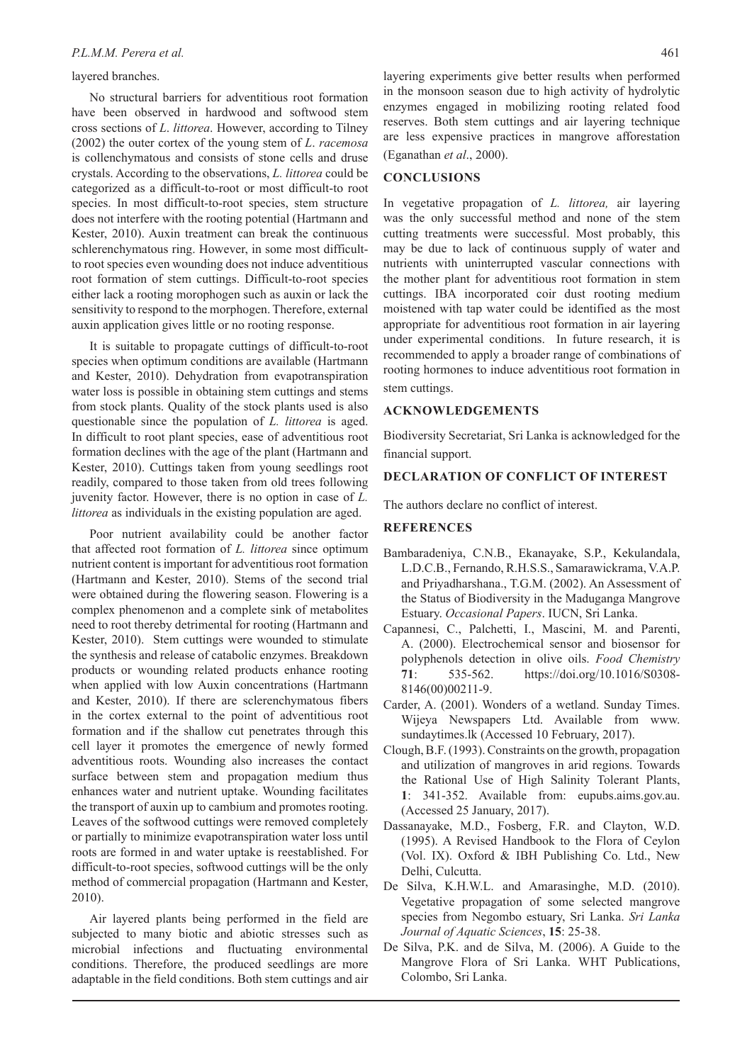layered branches.

No structural barriers for adventitious root formation have been observed in hardwood and softwood stem cross sections of *L. littorea*. However, according to Tilney (2002) the outer cortex of the young stem of *L. racemosa* is collenchymatous and consists of stone cells and druse crystals. According to the observations, *L. littorea* could be categorized as a difficult-to-root or most difficult-to root species. In most difficult-to-root species, stem structure does not interfere with the rooting potential (Hartmann and Kester, 2010). Auxin treatment can break the continuous schlerenchymatous ring. However, in some most difficult-to root species even wounding does not induce adventitious root formation of stem cuttings. Difficult-to-root species either lack a rooting morophogen such as auxin or lack the sensitivity to respond to the morphogen. Therefore, external auxin application gives little or no rooting response.

It is suitable to propagate cuttings of difficult-to-root species when optimum conditions are available (Hartmann and Kester, 2010). Dehydration from evapotranspiration water loss is possible in obtaining stem cuttings and stems from stock plants. Quality of the stock plants used is also questionable since the population of *L. littorea* is aged. In difficult to root plant species, ease of adventitious root formation declines with the age of the plant (Hartmann and Kester, 2010). Cuttings taken from young seedlings root readily, compared to those taken from old trees following juvenity factor. However, there is no option in case of *L. littorea* as individuals in the existing population are aged.

Poor nutrient availability could be another factor that affected root formation of *L. littorea* since optimum nutrient content is important for adventitious root formation (Hartmann and Kester, 2010). Stems of the second trial were obtained during the flowering season. Flowering is a complex phenomenon and a complete sink of metabolites need to root thereby detrimental for rooting (Hartmann and Kester, 2010). Stem cuttings were wounded to stimulate the synthesis and release of catabolic enzymes. Breakdown products or wounding related products enhance rooting when applied with low Auxin concentrations (Hartmann and Kester, 2010). If there are sclerenchymatous fibers in the cortex external to the point of adventitious root formation and if the shallow cut penetrates through this cell layer it promotes the emergence of newly formed adventitious roots. Wounding also increases the contact surface between stem and propagation medium thus enhances water and nutrient uptake. Wounding facilitates the transport of auxin up to cambium and promotes rooting. Leaves of the softwood cuttings were removed completely or partially to minimize evapotranspiration water loss until roots are formed in and water uptake is reestablished. For difficult-to-root species, softwood cuttings will be the only method of commercial propagation (Hartmann and Kester, 2010).

Air layered plants being performed in the field are subjected to many biotic and abiotic stresses such as microbial infections and fluctuating environmental conditions. Therefore, the produced seedlings are more adaptable in the field conditions. Both stem cuttings and air layering experiments give better results when performed in the monsoon season due to high activity of hydrolytic enzymes engaged in mobilizing rooting related food reserves. Both stem cuttings and air layering technique are less expensive practices in mangrove afforestation (Eganathan *et al*., 2000).

## CONCLUSIONS

In vegetative propagation of *L. littorea,* air layering was the only successful method and none of the stem cutting treatments were successful. Most probably, this may be due to lack of continuous supply of water and nutrients with uninterrupted vascular connections with the mother plant for adventitious root formation in stem cuttings. IBA incorporated coir dust rooting medium moistened with tap water could be identified as the most appropriate for adventitious root formation in air layering under experimental conditions. In future research, it is recommended to apply a broader range of combinations of rooting hormones to induce adventitious root formation in stem cuttings.

## ACKNOWLEDGEMENTS

Biodiversity Secretariat, Sri Lanka is acknowledged for the financial support.

## DECLARATION OF CONFLICT OF INTEREST

The authors declare no conflict of interest.

## REFERENCES

Bambaradeniya, C.N.B., Ekanayake, S.P., Kekulandala, L.D.C.B., Fernando, R.H.S.S., Samarawickrama, V.A.P. and Priyadharshana., T.G.M. (2002). An Assessment of the Status of Biodiversity in the Maduganga Mangrove Estuary. *Occasional Papers*. IUCN, Sri Lanka.

Capannesi, C., Palchetti, I., Mascini, M. and Parenti, A. (2000). Electrochemical sensor and biosensor for polyphenols detection in olive oils. *Food Chemistry* **71**: 535-562. https://doi.org/10.1016/S0308-8146(00)00211-9.

Carder, A. (2001). Wonders of a wetland. Sunday Times. Wijeya Newspapers Ltd. Available from www.sundaytimes.lk (Accessed 10 February, 2017).

Clough, B.F. (1993). Constraints on the growth, propagation and utilization of mangroves in arid regions. Towards the Rational Use of High Salinity Tolerant Plants, **1**: 341-352. Available from: eupubs.aims.gov.au. (Accessed 25 January, 2017).

Dassanayake, M.D., Fosberg, F.R. and Clayton, W.D. (1995). A Revised Handbook to the Flora of Ceylon (Vol. IX). Oxford & IBH Publishing Co. Ltd., New Delhi, Culcutta.

De Silva, K.H.W.L. and Amarasinghe, M.D. (2010). Vegetative propagation of some selected mangrove species from Negombo estuary, Sri Lanka. *Sri Lanka Journal of Aquatic Sciences*, **15**: 25-38.

De Silva, P.K. and de Silva, M. (2006). A Guide to the Mangrove Flora of Sri Lanka. WHT Publications, Colombo, Sri Lanka.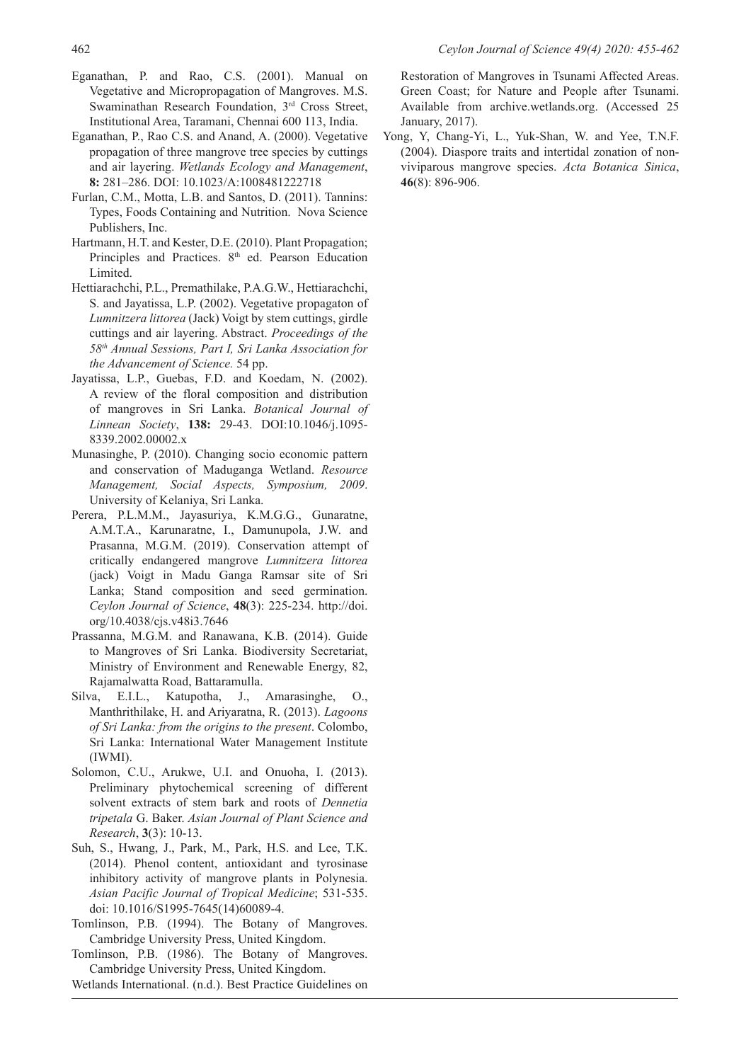Eganathan, P. and Rao, C.S. (2001). Manual on Vegetative and Micropropagation of Mangroves. M.S. Swaminathan Research Foundation, 3rd Cross Street, Institutional Area, Taramani, Chennai 600 113, India.

Eganathan, P., Rao C.S. and Anand, A. (2000). Vegetative propagation of three mangrove tree species by cuttings and air layering. *Wetlands Ecology and Management*, **8:** 281–286. DOI: 10.1023/A:1008481222718

Furlan, C.M., Motta, L.B. and Santos, D. (2011). Tannins: Types, Foods Containing and Nutrition. Nova Science Publishers, Inc.

Hartmann, H.T. and Kester, D.E. (2010). Plant Propagation; Principles and Practices. 8th ed. Pearson Education Limited.

Hettiarachchi, P.L., Premathilake, P.A.G.W., Hettiarachchi, S. and Jayatissa, L.P. (2002). Vegetative propagaton of *Lumnitzera littorea* (Jack) Voigt by stem cuttings, girdle cuttings and air layering. Abstract. *Proceedings of the 58th Annual Sessions, Part I, Sri Lanka Association for the Advancement of Science.* 54 pp.

Jayatissa, L.P., Guebas, F.D. and Koedam, N. (2002). A review of the floral composition and distribution of mangroves in Sri Lanka. *Botanical Journal of Linnean Society*, **138:** 29-43. DOI:10.1046/j.1095-8339.2002.00002.x

Munasinghe, P. (2010). Changing socio economic pattern and conservation of Maduganga Wetland. *Resource Management, Social Aspects, Symposium, 2009*. University of Kelaniya, Sri Lanka.

Perera, P.L.M.M., Jayasuriya, K.M.G.G., Gunaratne, A.M.T.A., Karunaratne, I., Damunupola, J.W. and Prasanna, M.G.M. (2019). Conservation attempt of critically endangered mangrove *Lumnitzera littorea* (jack) Voigt in Madu Ganga Ramsar site of Sri Lanka; Stand composition and seed germination. *Ceylon Journal of Science*, **48**(3): 225-234. http://doi.org/10.4038/cjs.v48i3.7646

Prassanna, M.G.M. and Ranawana, K.B. (2014). Guide to Mangroves of Sri Lanka. Biodiversity Secretariat, Ministry of Environment and Renewable Energy, 82, Rajamalwatta Road, Battaramulla.

Silva, E.I.L., Katupotha, J., Amarasinghe, O., Manthrithilake, H. and Ariyaratna, R. (2013). *Lagoons of Sri Lanka: from the origins to the present*. Colombo, Sri Lanka: International Water Management Institute (IWMI).

Solomon, C.U., Arukwe, U.I. and Onuoha, I. (2013). Preliminary phytochemical screening of different solvent extracts of stem bark and roots of *Dennetia tripetala* G. Baker. *Asian Journal of Plant Science and Research*, **3**(3): 10-13.

Suh, S., Hwang, J., Park, M., Park, H.S. and Lee, T.K. (2014). Phenol content, antioxidant and tyrosinase inhibitory activity of mangrove plants in Polynesia. *Asian Pacific Journal of Tropical Medicine*; 531-535. doi: 10.1016/S1995-7645(14)60089-4.

Tomlinson, P.B. (1994). The Botany of Mangroves. Cambridge University Press, United Kingdom.

Tomlinson, P.B. (1986). The Botany of Mangroves. Cambridge University Press, United Kingdom.

Wetlands International. (n.d.). Best Practice Guidelines on Restoration of Mangroves in Tsunami Affected Areas. Green Coast; for Nature and People after Tsunami. Available from archive.wetlands.org. (Accessed 25 January, 2017).

Yong, Y, Chang-Yi, L., Yuk-Shan, W. and Yee, T.N.F. (2004). Diaspore traits and intertidal zonation of non-viviparous mangrove species. *Acta Botanica Sinica*, **46**(8): 896-906.